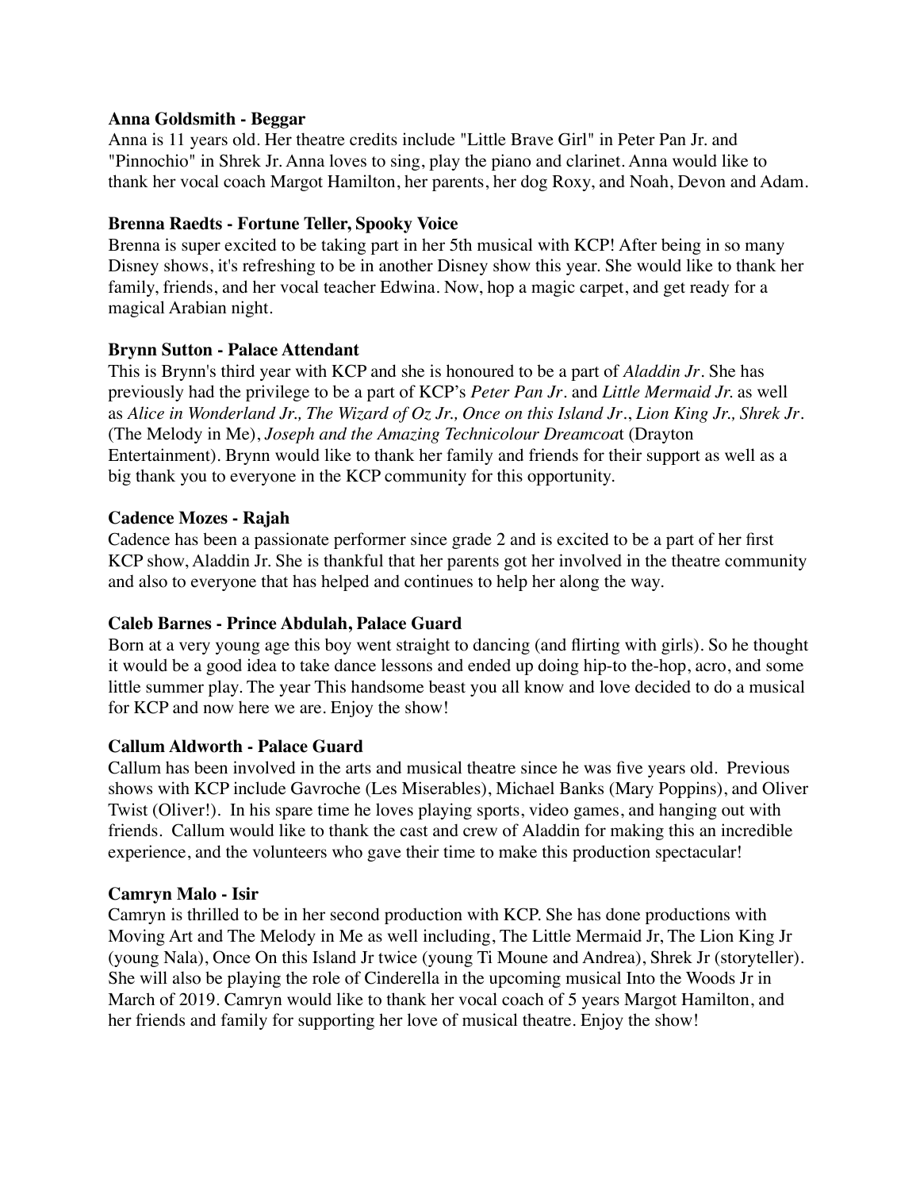**Anna Goldsmith - Beggar**
Anna is 11 years old. Her theatre credits include "Little Brave Girl" in Peter Pan Jr. and "Pinnochio" in Shrek Jr. Anna loves to sing, play the piano and clarinet. Anna would like to thank her vocal coach Margot Hamilton, her parents, her dog Roxy, and Noah, Devon and Adam.

**Brenna Raedts - Fortune Teller, Spooky Voice**
Brenna is super excited to be taking part in her 5th musical with KCP! After being in so many Disney shows, it's refreshing to be in another Disney show this year. She would like to thank her family, friends, and her vocal teacher Edwina. Now, hop a magic carpet, and get ready for a magical Arabian night.

**Brynn Sutton - Palace Attendant**
This is Brynn's third year with KCP and she is honoured to be a part of *Aladdin Jr*. She has previously had the privilege to be a part of KCP's *Peter Pan Jr*. and *Little Mermaid Jr.* as well as *Alice in Wonderland Jr., The Wizard of Oz Jr., Once on this Island Jr*., *Lion King Jr., Shrek Jr*. (The Melody in Me), *Joseph and the Amazing Technicolour Dreamcoa*t (Drayton Entertainment). Brynn would like to thank her family and friends for their support as well as a big thank you to everyone in the KCP community for this opportunity.

**Cadence Mozes - Rajah**
Cadence has been a passionate performer since grade 2 and is excited to be a part of her first KCP show, Aladdin Jr. She is thankful that her parents got her involved in the theatre community and also to everyone that has helped and continues to help her along the way.

**Caleb Barnes - Prince Abdulah, Palace Guard**
Born at a very young age this boy went straight to dancing (and flirting with girls). So he thought it would be a good idea to take dance lessons and ended up doing hip-to the-hop, acro, and some little summer play. The year This handsome beast you all know and love decided to do a musical for KCP and now here we are. Enjoy the show!

**Callum Aldworth - Palace Guard**
Callum has been involved in the arts and musical theatre since he was five years old. Previous shows with KCP include Gavroche (Les Miserables), Michael Banks (Mary Poppins), and Oliver Twist (Oliver!). In his spare time he loves playing sports, video games, and hanging out with friends. Callum would like to thank the cast and crew of Aladdin for making this an incredible experience, and the volunteers who gave their time to make this production spectacular!

**Camryn Malo - Isir**
Camryn is thrilled to be in her second production with KCP. She has done productions with Moving Art and The Melody in Me as well including, The Little Mermaid Jr, The Lion King Jr (young Nala), Once On this Island Jr twice (young Ti Moune and Andrea), Shrek Jr (storyteller). She will also be playing the role of Cinderella in the upcoming musical Into the Woods Jr in March of 2019. Camryn would like to thank her vocal coach of 5 years Margot Hamilton, and her friends and family for supporting her love of musical theatre. Enjoy the show!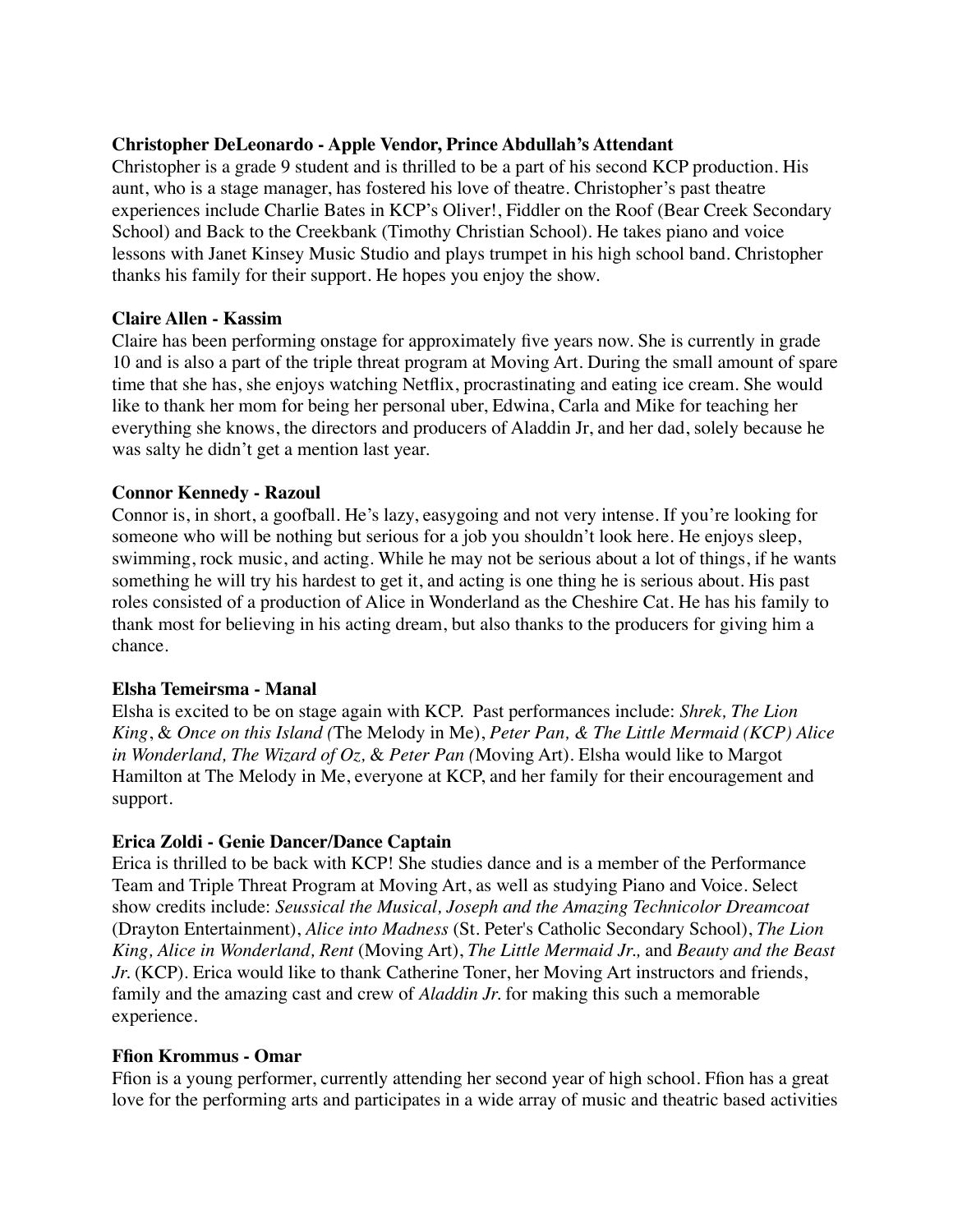**Christopher DeLeonardo - Apple Vendor, Prince Abdullah's Attendant**

Christopher is a grade 9 student and is thrilled to be a part of his second KCP production. His aunt, who is a stage manager, has fostered his love of theatre. Christopher's past theatre experiences include Charlie Bates in KCP's Oliver!, Fiddler on the Roof (Bear Creek Secondary School) and Back to the Creekbank (Timothy Christian School). He takes piano and voice lessons with Janet Kinsey Music Studio and plays trumpet in his high school band. Christopher thanks his family for their support. He hopes you enjoy the show.

**Claire Allen - Kassim**

Claire has been performing onstage for approximately five years now. She is currently in grade 10 and is also a part of the triple threat program at Moving Art. During the small amount of spare time that she has, she enjoys watching Netflix, procrastinating and eating ice cream. She would like to thank her mom for being her personal uber, Edwina, Carla and Mike for teaching her everything she knows, the directors and producers of Aladdin Jr, and her dad, solely because he was salty he didn't get a mention last year.

**Connor Kennedy - Razoul**

Connor is, in short, a goofball. He's lazy, easygoing and not very intense. If you're looking for someone who will be nothing but serious for a job you shouldn't look here. He enjoys sleep, swimming, rock music, and acting. While he may not be serious about a lot of things, if he wants something he will try his hardest to get it, and acting is one thing he is serious about. His past roles consisted of a production of Alice in Wonderland as the Cheshire Cat. He has his family to thank most for believing in his acting dream, but also thanks to the producers for giving him a chance.

**Elsha Temeirsma - Manal**

Elsha is excited to be on stage again with KCP. Past performances include: *Shrek, The Lion King*, & *Once on this Island (*The Melody in Me), *Peter Pan, & The Little Mermaid (KCP) Alice in Wonderland, The Wizard of Oz,* & *Peter Pan (*Moving Art). Elsha would like to Margot Hamilton at The Melody in Me, everyone at KCP, and her family for their encouragement and support.

**Erica Zoldi - Genie Dancer/Dance Captain**

Erica is thrilled to be back with KCP! She studies dance and is a member of the Performance Team and Triple Threat Program at Moving Art, as well as studying Piano and Voice. Select show credits include: *Seussical the Musical, Joseph and the Amazing Technicolor Dreamcoat* (Drayton Entertainment), *Alice into Madness* (St. Peter's Catholic Secondary School), *The Lion King, Alice in Wonderland, Rent* (Moving Art), *The Little Mermaid Jr.,* and *Beauty and the Beast Jr.* (KCP). Erica would like to thank Catherine Toner, her Moving Art instructors and friends, family and the amazing cast and crew of *Aladdin Jr.* for making this such a memorable experience.

**Ffion Krommus - Omar**

Ffion is a young performer, currently attending her second year of high school. Ffion has a great love for the performing arts and participates in a wide array of music and theatric based activities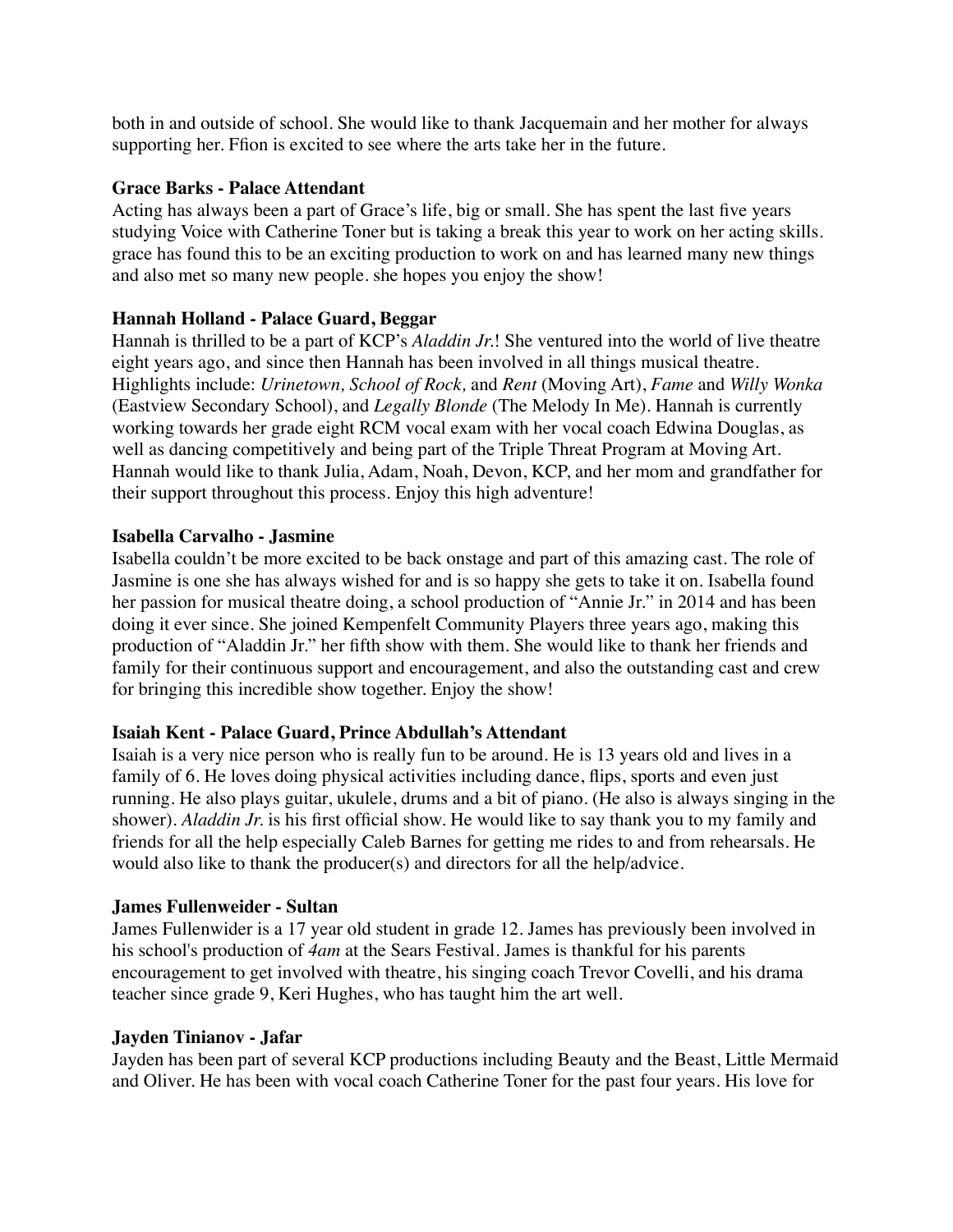both in and outside of school. She would like to thank Jacquemain and her mother for always supporting her. Ffion is excited to see where the arts take her in the future.

**Grace Barks - Palace Attendant**

Acting has always been a part of Grace's life, big or small. She has spent the last five years studying Voice with Catherine Toner but is taking a break this year to work on her acting skills. grace has found this to be an exciting production to work on and has learned many new things and also met so many new people. she hopes you enjoy the show!

**Hannah Holland - Palace Guard, Beggar**

Hannah is thrilled to be a part of KCP's *Aladdin Jr.*! She ventured into the world of live theatre eight years ago, and since then Hannah has been involved in all things musical theatre. Highlights include: *Urinetown, School of Rock,* and *Rent* (Moving Art), *Fame* and *Willy Wonka* (Eastview Secondary School), and *Legally Blonde* (The Melody In Me). Hannah is currently working towards her grade eight RCM vocal exam with her vocal coach Edwina Douglas, as well as dancing competitively and being part of the Triple Threat Program at Moving Art. Hannah would like to thank Julia, Adam, Noah, Devon, KCP, and her mom and grandfather for their support throughout this process. Enjoy this high adventure!

**Isabella Carvalho - Jasmine**

Isabella couldn't be more excited to be back onstage and part of this amazing cast. The role of Jasmine is one she has always wished for and is so happy she gets to take it on. Isabella found her passion for musical theatre doing, a school production of "Annie Jr." in 2014 and has been doing it ever since. She joined Kempenfelt Community Players three years ago, making this production of "Aladdin Jr." her fifth show with them. She would like to thank her friends and family for their continuous support and encouragement, and also the outstanding cast and crew for bringing this incredible show together. Enjoy the show!

**Isaiah Kent - Palace Guard, Prince Abdullah's Attendant**

Isaiah is a very nice person who is really fun to be around. He is 13 years old and lives in a family of 6. He loves doing physical activities including dance, flips, sports and even just running. He also plays guitar, ukulele, drums and a bit of piano. (He also is always singing in the shower). *Aladdin Jr.* is his first official show. He would like to say thank you to my family and friends for all the help especially Caleb Barnes for getting me rides to and from rehearsals. He would also like to thank the producer(s) and directors for all the help/advice.

**James Fullenweider - Sultan**

James Fullenwider is a 17 year old student in grade 12. James has previously been involved in his school's production of *4am* at the Sears Festival. James is thankful for his parents encouragement to get involved with theatre, his singing coach Trevor Covelli, and his drama teacher since grade 9, Keri Hughes, who has taught him the art well.

**Jayden Tinianov - Jafar**

Jayden has been part of several KCP productions including Beauty and the Beast, Little Mermaid and Oliver. He has been with vocal coach Catherine Toner for the past four years. His love for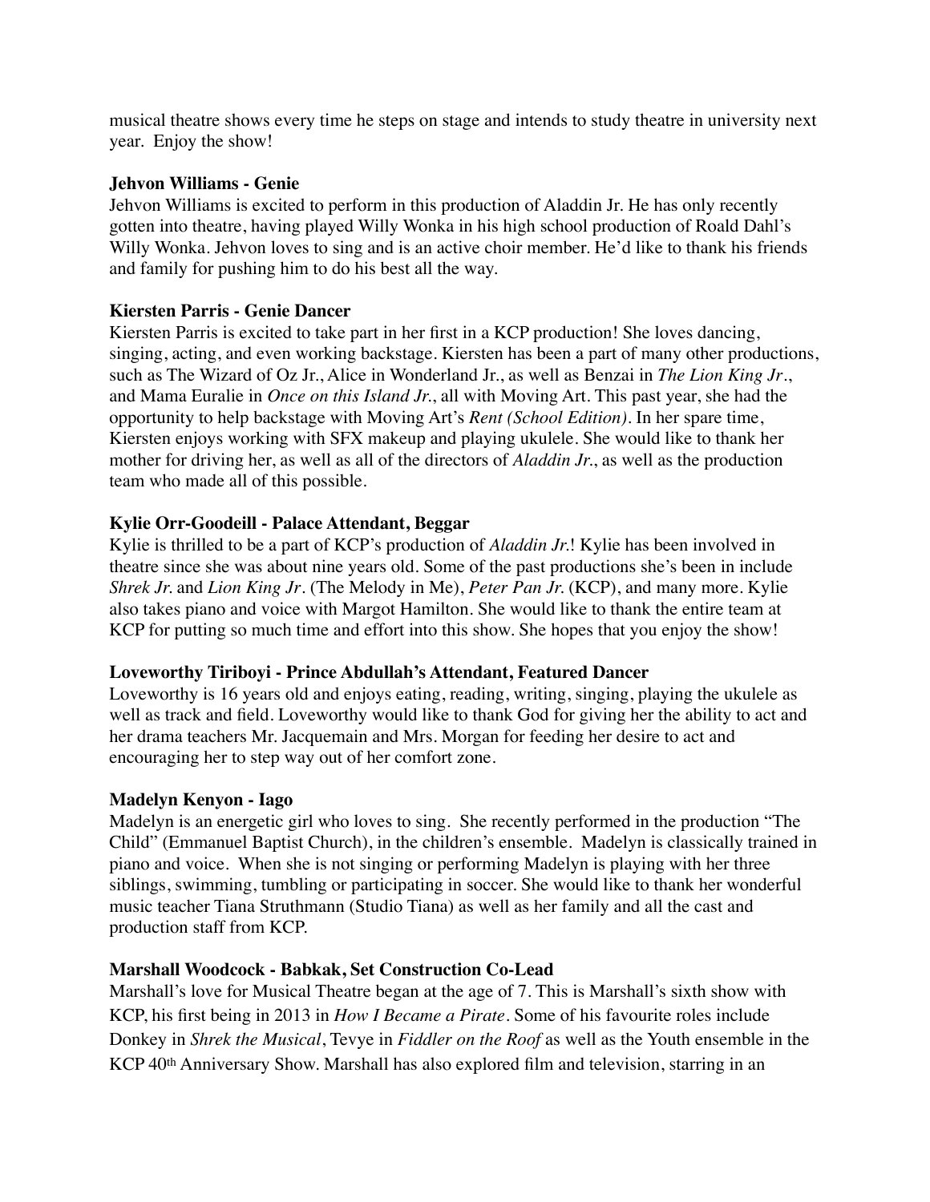musical theatre shows every time he steps on stage and intends to study theatre in university next year. Enjoy the show!

**Jehvon Williams - Genie**

Jehvon Williams is excited to perform in this production of Aladdin Jr. He has only recently gotten into theatre, having played Willy Wonka in his high school production of Roald Dahl's Willy Wonka. Jehvon loves to sing and is an active choir member. He'd like to thank his friends and family for pushing him to do his best all the way.

**Kiersten Parris - Genie Dancer**

Kiersten Parris is excited to take part in her first in a KCP production! She loves dancing, singing, acting, and even working backstage. Kiersten has been a part of many other productions, such as The Wizard of Oz Jr., Alice in Wonderland Jr., as well as Benzai in *The Lion King Jr*., and Mama Euralie in *Once on this Island Jr.*, all with Moving Art. This past year, she had the opportunity to help backstage with Moving Art's *Rent (School Edition)*. In her spare time, Kiersten enjoys working with SFX makeup and playing ukulele. She would like to thank her mother for driving her, as well as all of the directors of *Aladdin Jr.*, as well as the production team who made all of this possible.

**Kylie Orr-Goodeill - Palace Attendant, Beggar**

Kylie is thrilled to be a part of KCP's production of *Aladdin Jr.*! Kylie has been involved in theatre since she was about nine years old. Some of the past productions she's been in include *Shrek Jr.* and *Lion King Jr*. (The Melody in Me), *Peter Pan Jr.* (KCP), and many more. Kylie also takes piano and voice with Margot Hamilton. She would like to thank the entire team at KCP for putting so much time and effort into this show. She hopes that you enjoy the show!

**Loveworthy Tiriboyi - Prince Abdullah's Attendant, Featured Dancer**

Loveworthy is 16 years old and enjoys eating, reading, writing, singing, playing the ukulele as well as track and field. Loveworthy would like to thank God for giving her the ability to act and her drama teachers Mr. Jacquemain and Mrs. Morgan for feeding her desire to act and encouraging her to step way out of her comfort zone.

**Madelyn Kenyon - Iago**

Madelyn is an energetic girl who loves to sing. She recently performed in the production "The Child" (Emmanuel Baptist Church), in the children's ensemble. Madelyn is classically trained in piano and voice. When she is not singing or performing Madelyn is playing with her three siblings, swimming, tumbling or participating in soccer. She would like to thank her wonderful music teacher Tiana Struthmann (Studio Tiana) as well as her family and all the cast and production staff from KCP.

**Marshall Woodcock - Babkak, Set Construction Co-Lead**

Marshall's love for Musical Theatre began at the age of 7. This is Marshall's sixth show with KCP, his first being in 2013 in *How I Became a Pirate*. Some of his favourite roles include Donkey in *Shrek the Musical*, Tevye in *Fiddler on the Roof* as well as the Youth ensemble in the KCP 40th Anniversary Show. Marshall has also explored film and television, starring in an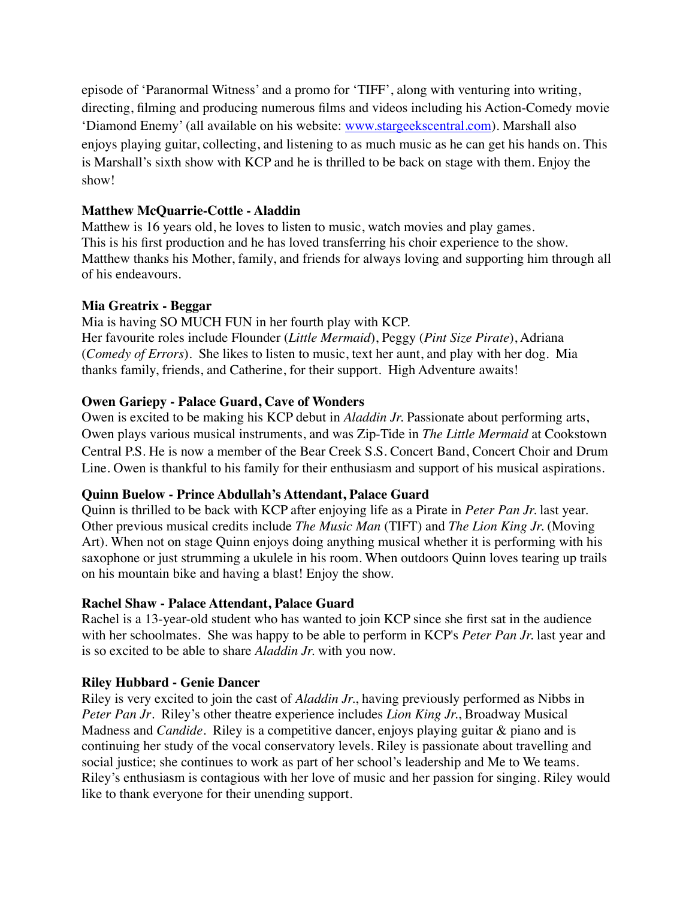episode of 'Paranormal Witness' and a promo for 'TIFF', along with venturing into writing, directing, filming and producing numerous films and videos including his Action-Comedy movie 'Diamond Enemy' (all available on his website: [www.stargeekscentral.com](http://www.stargeekscentral.com)). Marshall also enjoys playing guitar, collecting, and listening to as much music as he can get his hands on. This is Marshall's sixth show with KCP and he is thrilled to be back on stage with them. Enjoy the show!

**Matthew McQuarrie-Cottle - Aladdin**
Matthew is 16 years old, he loves to listen to music, watch movies and play games. This is his first production and he has loved transferring his choir experience to the show. Matthew thanks his Mother, family, and friends for always loving and supporting him through all of his endeavours.

**Mia Greatrix - Beggar**
Mia is having SO MUCH FUN in her fourth play with KCP.
Her favourite roles include Flounder (*Little Mermaid*), Peggy (*Pint Size Pirate*), Adriana (*Comedy of Errors*). She likes to listen to music, text her aunt, and play with her dog. Mia thanks family, friends, and Catherine, for their support. High Adventure awaits!

**Owen Gariepy - Palace Guard, Cave of Wonders**
Owen is excited to be making his KCP debut in *Aladdin Jr.* Passionate about performing arts, Owen plays various musical instruments, and was Zip-Tide in *The Little Mermaid* at Cookstown Central P.S. He is now a member of the Bear Creek S.S. Concert Band, Concert Choir and Drum Line. Owen is thankful to his family for their enthusiasm and support of his musical aspirations.

**Quinn Buelow - Prince Abdullah's Attendant, Palace Guard**
Quinn is thrilled to be back with KCP after enjoying life as a Pirate in *Peter Pan Jr.* last year. Other previous musical credits include *The Music Man* (TIFT) and *The Lion King Jr.* (Moving Art). When not on stage Quinn enjoys doing anything musical whether it is performing with his saxophone or just strumming a ukulele in his room. When outdoors Quinn loves tearing up trails on his mountain bike and having a blast! Enjoy the show.

**Rachel Shaw - Palace Attendant, Palace Guard**
Rachel is a 13-year-old student who has wanted to join KCP since she first sat in the audience with her schoolmates. She was happy to be able to perform in KCP's *Peter Pan Jr.* last year and is so excited to be able to share *Aladdin Jr.* with you now.

**Riley Hubbard - Genie Dancer**
Riley is very excited to join the cast of *Aladdin Jr.*, having previously performed as Nibbs in *Peter Pan Jr*. Riley's other theatre experience includes *Lion King Jr.*, Broadway Musical Madness and *Candide*. Riley is a competitive dancer, enjoys playing guitar & piano and is continuing her study of the vocal conservatory levels. Riley is passionate about travelling and social justice; she continues to work as part of her school's leadership and Me to We teams. Riley's enthusiasm is contagious with her love of music and her passion for singing. Riley would like to thank everyone for their unending support.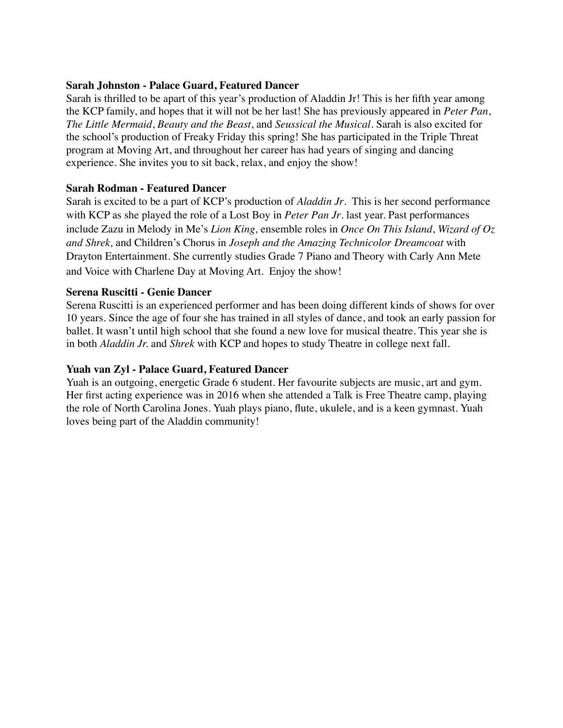**Sarah Johnston - Palace Guard, Featured Dancer**

Sarah is thrilled to be apart of this year's production of Aladdin Jr! This is her fifth year among the KCP family, and hopes that it will not be her last! She has previously appeared in *Peter Pan*, *The Little Mermaid*, *Beauty and the Beast*, and *Seussical the Musical*. Sarah is also excited for the school's production of Freaky Friday this spring! She has participated in the Triple Threat program at Moving Art, and throughout her career has had years of singing and dancing experience. She invites you to sit back, relax, and enjoy the show!

**Sarah Rodman - Featured Dancer**

Sarah is excited to be a part of KCP's production of *Aladdin Jr*. This is her second performance with KCP as she played the role of a Lost Boy in *Peter Pan Jr*. last year. Past performances include Zazu in Melody in Me's *Lion King,* ensemble roles in *Once On This Island*, *Wizard of Oz and Shrek,* and Children's Chorus in *Joseph and the Amazing Technicolor Dreamcoat* with Drayton Entertainment. She currently studies Grade 7 Piano and Theory with Carly Ann Mete and Voice with Charlene Day at Moving Art. Enjoy the show!

**Serena Ruscitti - Genie Dancer**

Serena Ruscitti is an experienced performer and has been doing different kinds of shows for over 10 years. Since the age of four she has trained in all styles of dance, and took an early passion for ballet. It wasn't until high school that she found a new love for musical theatre. This year she is in both *Aladdin Jr.* and *Shrek* with KCP and hopes to study Theatre in college next fall.

**Yuah van Zyl - Palace Guard, Featured Dancer**

Yuah is an outgoing, energetic Grade 6 student. Her favourite subjects are music, art and gym. Her first acting experience was in 2016 when she attended a Talk is Free Theatre camp, playing the role of North Carolina Jones. Yuah plays piano, flute, ukulele, and is a keen gymnast. Yuah loves being part of the Aladdin community!